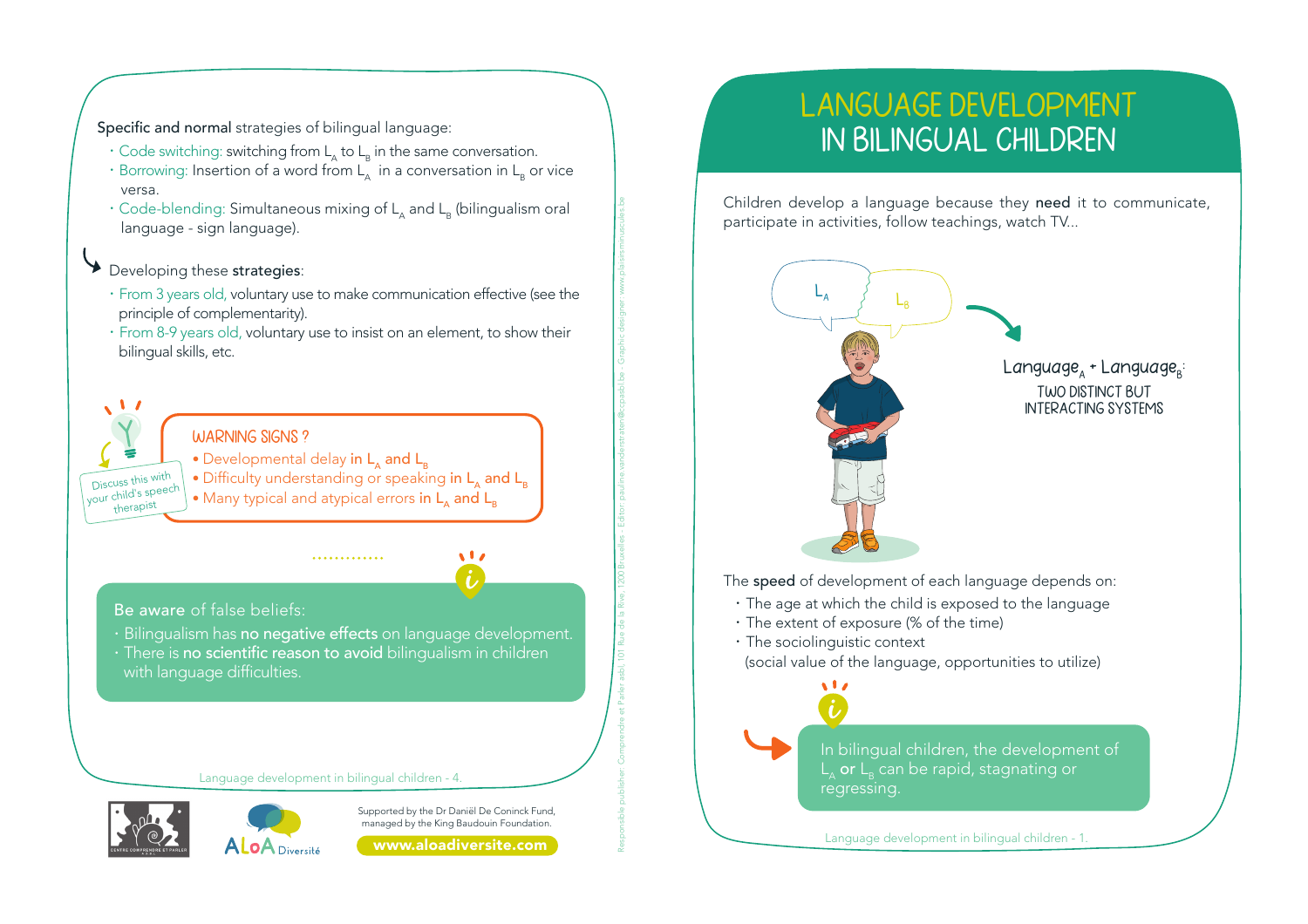Specific and normal strategies of bilingual language:

- Code switching: switching from $L_A$ to $L_B$ in the same conversation.
- Borrowing: Insertion of a word from $L_A$ in a conversation in $L_B$ or vice versa.
- Code-blending: Simultaneous mixing of $L_A$ and $L_B$ (bilingualism oral language - sign language).

Developing these **strategies**:

- From 3 years old, voluntary use to make communication effective (see the principle of complementarity).
- From 8-9 years old, voluntary use to insist on an element, to show their bilingual skills, etc.

Discuss this with your child's speech therapist

**WARNING SIGNS ?**

- Developmental delay **in $L_A$ and $L_B$**
- Difficulty understanding or speaking **in $L_A$ and $L_B$**
- Many typical and atypical errors **in $L_A$ and $L_B$**

**Be aware** of false beliefs:

- Bilingualism has **no negative effects** on language development.
- There is **no scientific reason to avoid** bilingualism in children with language difficulties.

Supported by the Dr Daniël De Coninck Fund, managed by the King Baudouin Foundation.

www.aloadiversite.com

Responsible publisher: Comprendre et Parler asbl, 101 Rue de la Rive, 1200 Bruxelles - Editor: pauline.vanderstraeten@cpasbl.be - Graphic designer: www.plaisirsminuscules.be

# LANGUAGE DEVELOPMENT IN BILINGUAL CHILDREN

Children develop a language because they **need** it to communicate, participate in activities, follow teachings, watch TV...

$Language_A$ + $Language_B$:
TWO DISTINCT BUT INTERACTING SYSTEMS

The **speed** of development of each language depends on:

- The age at which the child is exposed to the language
- The extent of exposure (% of the time)
- The sociolinguistic context (social value of the language, opportunities to utilize)

In bilingual children, the development of $L_A$ **or** $L_B$ can be rapid, stagnating or regressing.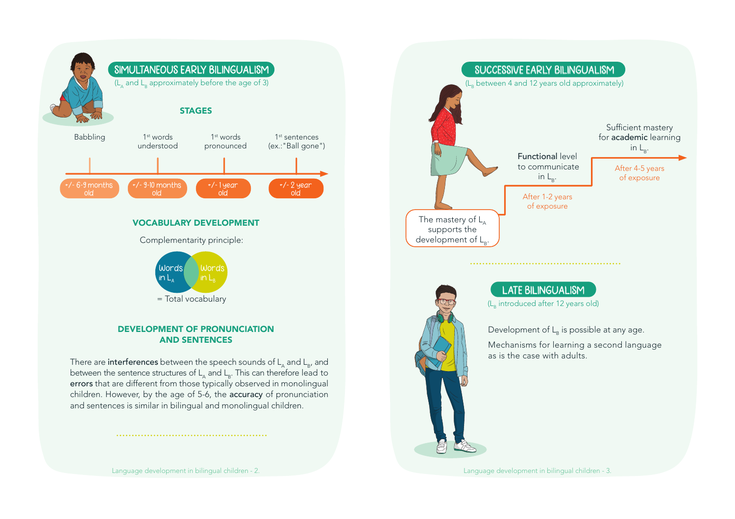## SIMULTANEOUS EARLY BILINGUALISM

($L_A$ and $L_B$ approximately before the age of 3)

### STAGES

Babbling
+/- 6-9 months old

1st words understood
+/- 9-10 months old

1st words pronounced
+/- 1 year old

1st sentences (ex.:"Ball gone")
+/- 2 year old

### VOCABULARY DEVELOPMENT

Complementarity principle:

Words in $L_A$
Words in $L_B$
= Total vocabulary

### DEVELOPMENT OF PRONUNCIATION AND SENTENCES

There are **interferences** between the speech sounds of $L_A$ and $L_B$, and between the sentence structures of $L_A$ and $L_B$. This can therefore lead to **errors** that are different from those typically observed in monolingual children. However, by the age of 5-6, the **accuracy** of pronunciation and sentences is similar in bilingual and monolingual children.

## SUCCESSIVE EARLY BILINGUALISM

($L_B$ between 4 and 12 years old approximately)

The mastery of $L_A$ supports the development of $L_B$.

**Functional** level to communicate in $L_B$.
After 1-2 years of exposure

Sufficient mastery for **academic** learning in $L_B$.
After 4-5 years of exposure

## LATE BILINGUALISM

($L_B$ introduced after 12 years old)

Development of $L_B$ is possible at any age.

Mechanisms for learning a second language as is the case with adults.